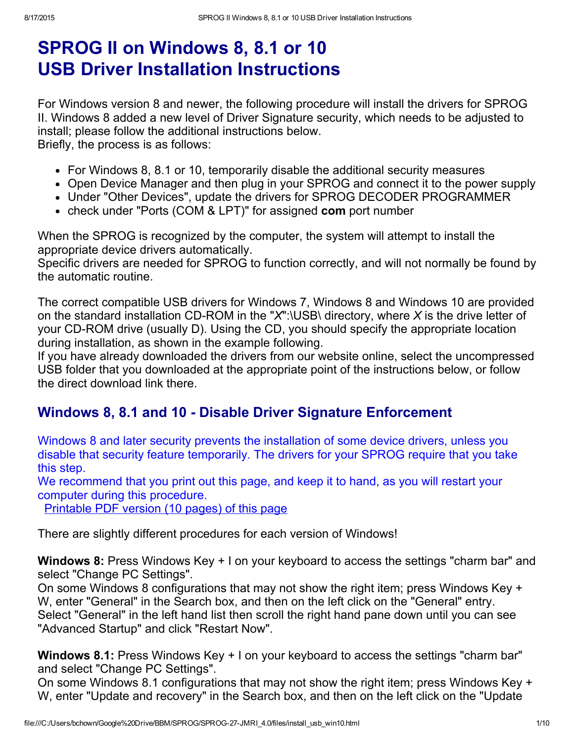# SPROG II on Windows 8, 8.1 or 10 USB Driver Installation Instructions

For Windows version 8 and newer, the following procedure will install the drivers for SPROG II. Windows 8 added a new level of Driver Signature security, which needs to be adjusted to install; please follow the additional instructions below.
Briefly, the process is as follows:

- For Windows 8, 8.1 or 10, temporarily disable the additional security measures
- Open Device Manager and then plug in your SPROG and connect it to the power supply
- Under "Other Devices", update the drivers for SPROG DECODER PROGRAMMER
- check under "Ports (COM & LPT)" for assigned **com** port number

When the SPROG is recognized by the computer, the system will attempt to install the appropriate device drivers automatically.
Specific drivers are needed for SPROG to function correctly, and will not normally be found by the automatic routine.

The correct compatible USB drivers for Windows 7, Windows 8 and Windows 10 are provided on the standard installation CD-ROM in the "*X*":\USB\ directory, where *X* is the drive letter of your CD-ROM drive (usually D). Using the CD, you should specify the appropriate location during installation, as shown in the example following.
If you have already downloaded the drivers from our website online, select the uncompressed USB folder that you downloaded at the appropriate point of the instructions below, or follow the direct download link there.

## Windows 8, 8.1 and 10 - Disable Driver Signature Enforcement

Windows 8 and later security prevents the installation of some device drivers, unless you disable that security feature temporarily. The drivers for your SPROG require that you take this step.
We recommend that you print out this page, and keep it to hand, as you will restart your computer during this procedure.
[Printable PDF version (10 pages) of this page]

There are slightly different procedures for each version of Windows!

**Windows 8:** Press Windows Key + I on your keyboard to access the settings "charm bar" and select "Change PC Settings".
On some Windows 8 configurations that may not show the right item; press Windows Key + W, enter "General" in the Search box, and then on the left click on the "General" entry.
Select "General" in the left hand list then scroll the right hand pane down until you can see "Advanced Startup" and click "Restart Now".

**Windows 8.1:** Press Windows Key + I on your keyboard to access the settings "charm bar" and select "Change PC Settings".
On some Windows 8.1 configurations that may not show the right item; press Windows Key + W, enter "Update and recovery" in the Search box, and then on the left click on the "Update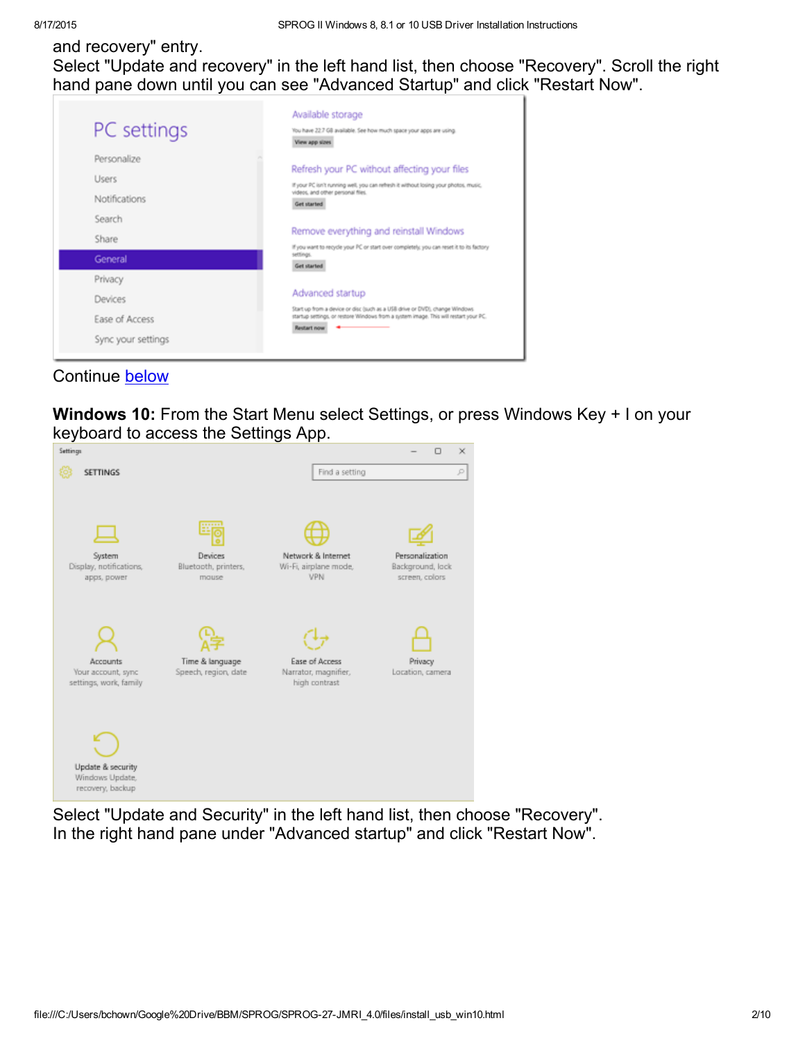and recovery" entry.
Select "Update and recovery" in the left hand list, then choose "Recovery". Scroll the right hand pane down until you can see "Advanced Startup" and click "Restart Now".

Continue [below](#)

**Windows 10:** From the Start Menu select Settings, or press Windows Key + I on your keyboard to access the Settings App.

Select "Update and Security" in the left hand list, then choose "Recovery".
In the right hand pane under "Advanced startup" and click "Restart Now".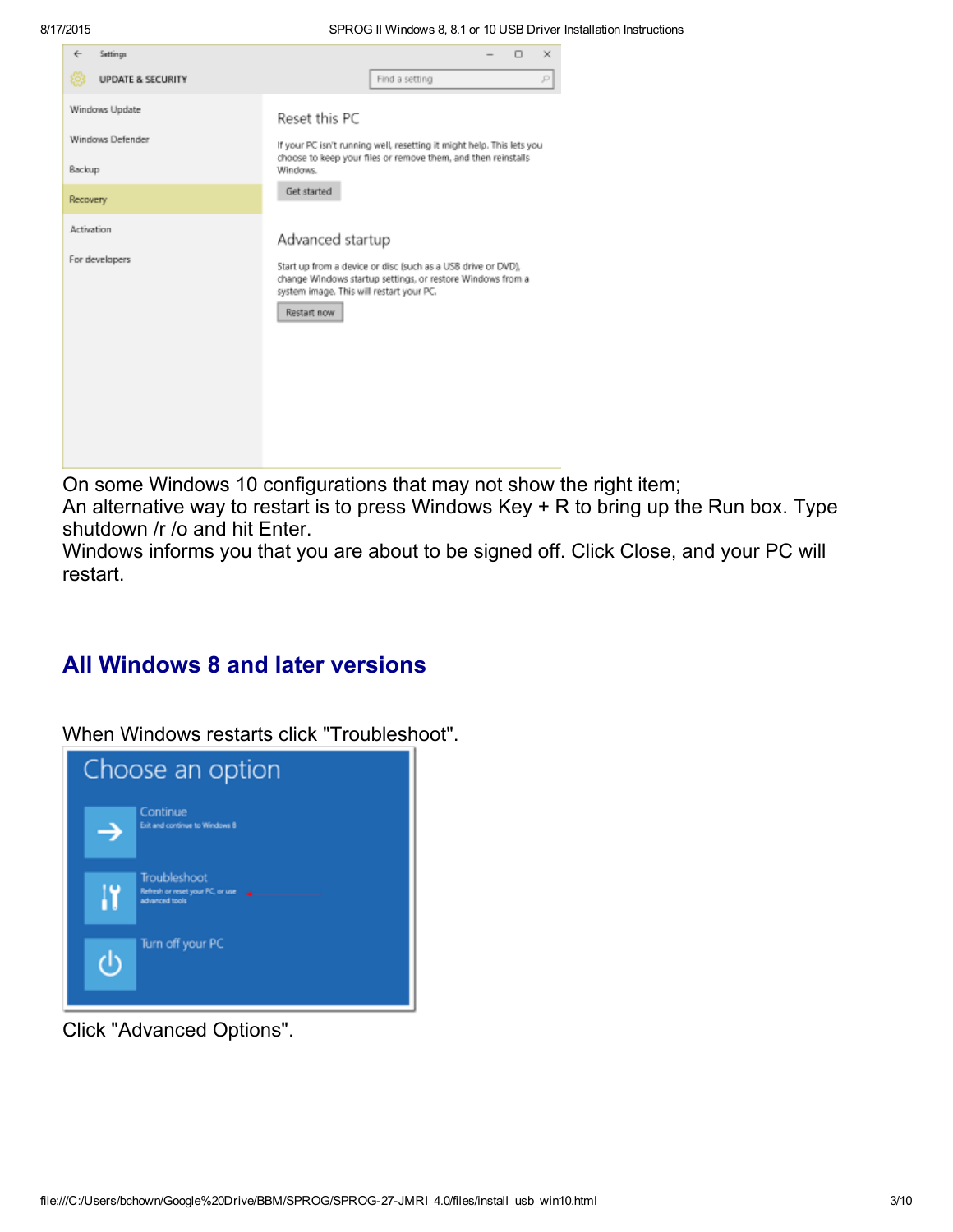On some Windows 10 configurations that may not show the right item;
An alternative way to restart is to press Windows Key + R to bring up the Run box. Type shutdown /r /o and hit Enter.
Windows informs you that you are about to be signed off. Click Close, and your PC will restart.

## All Windows 8 and later versions

When Windows restarts click "Troubleshoot".

Click "Advanced Options".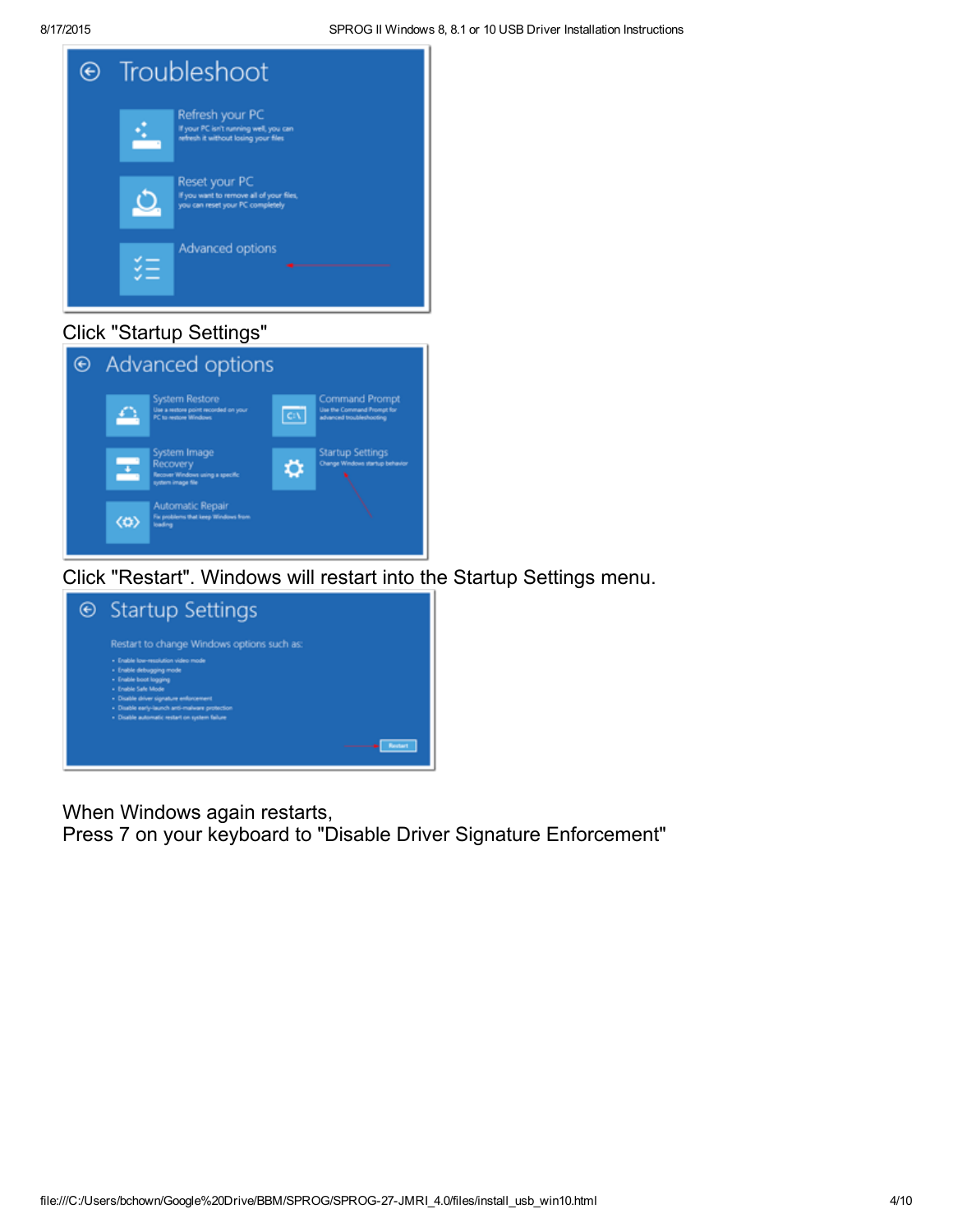Click "Startup Settings"

Click "Restart". Windows will restart into the Startup Settings menu.

When Windows again restarts,
Press 7 on your keyboard to "Disable Driver Signature Enforcement"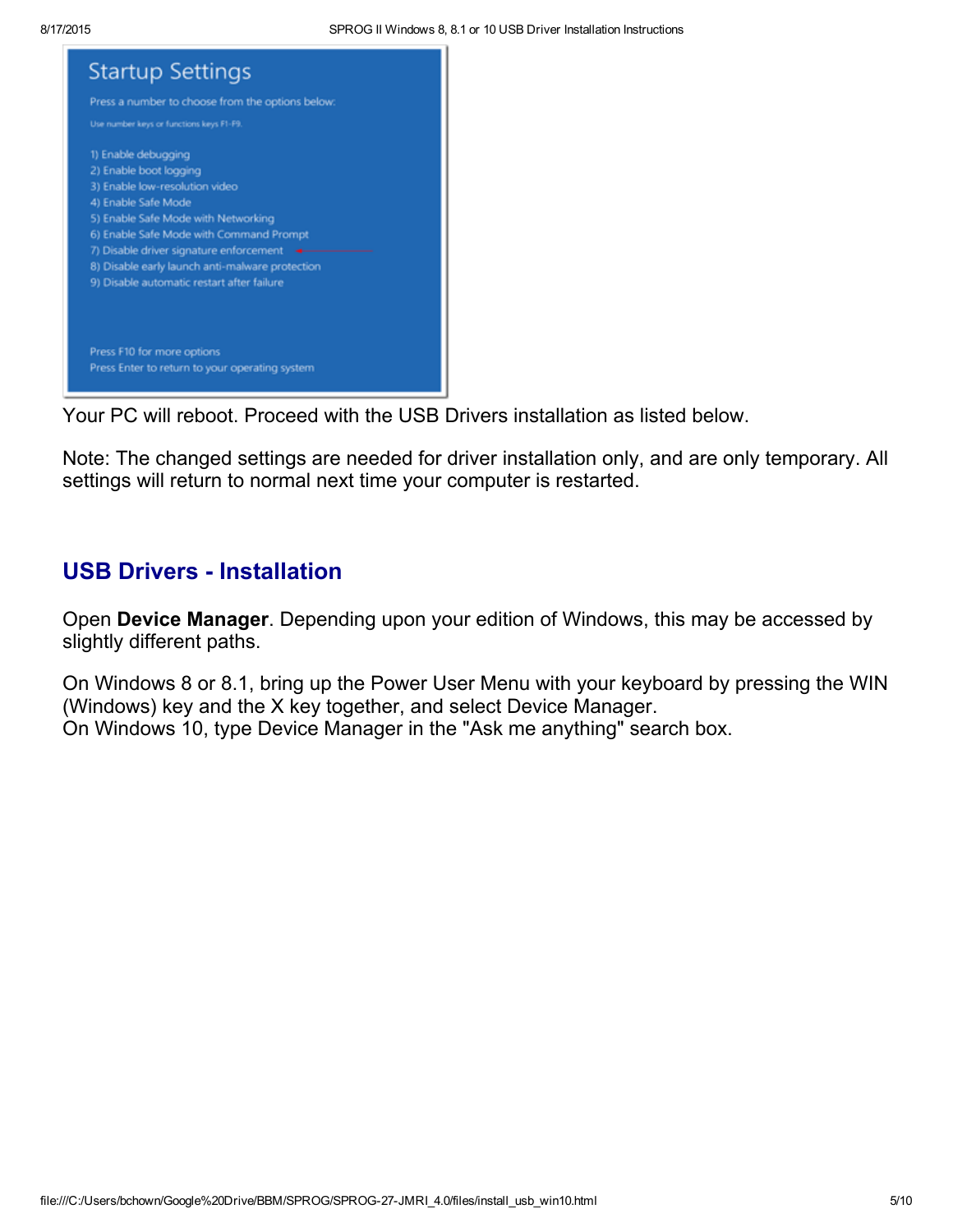Startup Settings

Press a number to choose from the options below:

Use number keys or functions keys F1-F9.

1) Enable debugging
2) Enable boot logging
3) Enable low-resolution video
4) Enable Safe Mode
5) Enable Safe Mode with Networking
6) Enable Safe Mode with Command Prompt
7) Disable driver signature enforcement
8) Disable early launch anti-malware protection
9) Disable automatic restart after failure

Press F10 for more options
Press Enter to return to your operating system

Your PC will reboot. Proceed with the USB Drivers installation as listed below.

Note: The changed settings are needed for driver installation only, and are only temporary. All settings will return to normal next time your computer is restarted.

## USB Drivers - Installation

Open **Device Manager**. Depending upon your edition of Windows, this may be accessed by slightly different paths.

On Windows 8 or 8.1, bring up the Power User Menu with your keyboard by pressing the WIN (Windows) key and the X key together, and select Device Manager.
On Windows 10, type Device Manager in the "Ask me anything" search box.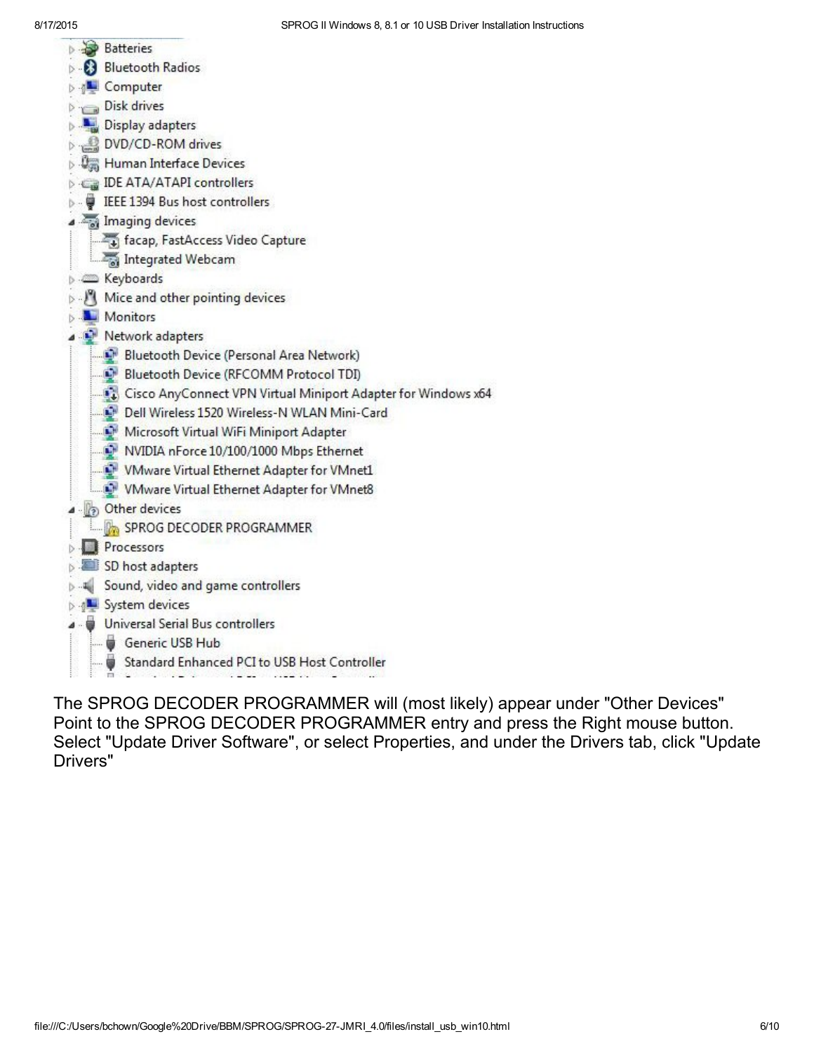- Batteries
- Bluetooth Radios
- Computer
- Disk drives
- Display adapters
- DVD/CD-ROM drives
- Human Interface Devices
- IDE ATA/ATAPI controllers
- IEEE 1394 Bus host controllers
- Imaging devices
  - facap, FastAccess Video Capture
  - Integrated Webcam
- Keyboards
- Mice and other pointing devices
- Monitors
- Network adapters
  - Bluetooth Device (Personal Area Network)
  - Bluetooth Device (RFCOMM Protocol TDI)
  - Cisco AnyConnect VPN Virtual Miniport Adapter for Windows x64
  - Dell Wireless 1520 Wireless-N WLAN Mini-Card
  - Microsoft Virtual WiFi Miniport Adapter
  - NVIDIA nForce 10/100/1000 Mbps Ethernet
  - VMware Virtual Ethernet Adapter for VMnet1
  - VMware Virtual Ethernet Adapter for VMnet8
- Other devices
  - SPROG DECODER PROGRAMMER
- Processors
- SD host adapters
- Sound, video and game controllers
- System devices
- Universal Serial Bus controllers
  - Generic USB Hub
  - Standard Enhanced PCI to USB Host Controller

The SPROG DECODER PROGRAMMER will (most likely) appear under "Other Devices"
Point to the SPROG DECODER PROGRAMMER entry and press the Right mouse button.
Select "Update Driver Software", or select Properties, and under the Drivers tab, click "Update Drivers"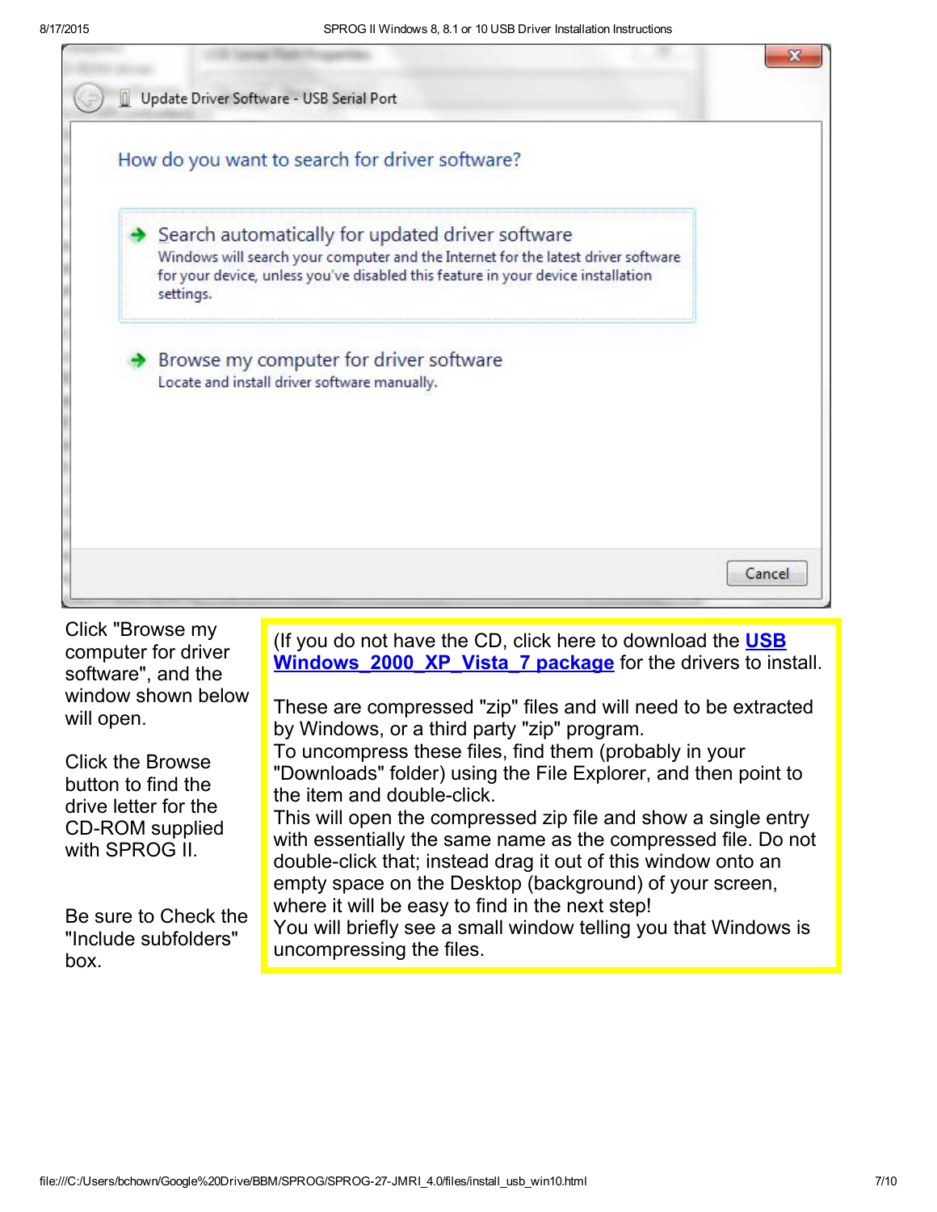Update Driver Software - USB Serial Port

How do you want to search for driver software?

→ Search automatically for updated driver software
Windows will search your computer and the Internet for the latest driver software for your device, unless you've disabled this feature in your device installation settings.

→ Browse my computer for driver software
Locate and install driver software manually.

Cancel

Click "Browse my computer for driver software", and the window shown below will open.

Click the Browse button to find the drive letter for the CD-ROM supplied with SPROG II.

Be sure to Check the "Include subfolders" box.

(If you do not have the CD, click here to download the **USB Windows_2000_XP_Vista_7 package** for the drivers to install.

These are compressed "zip" files and will need to be extracted by Windows, or a third party "zip" program.
To uncompress these files, find them (probably in your "Downloads" folder) using the File Explorer, and then point to the item and double-click.
This will open the compressed zip file and show a single entry with essentially the same name as the compressed file. Do not double-click that; instead drag it out of this window onto an empty space on the Desktop (background) of your screen, where it will be easy to find in the next step!
You will briefly see a small window telling you that Windows is uncompressing the files.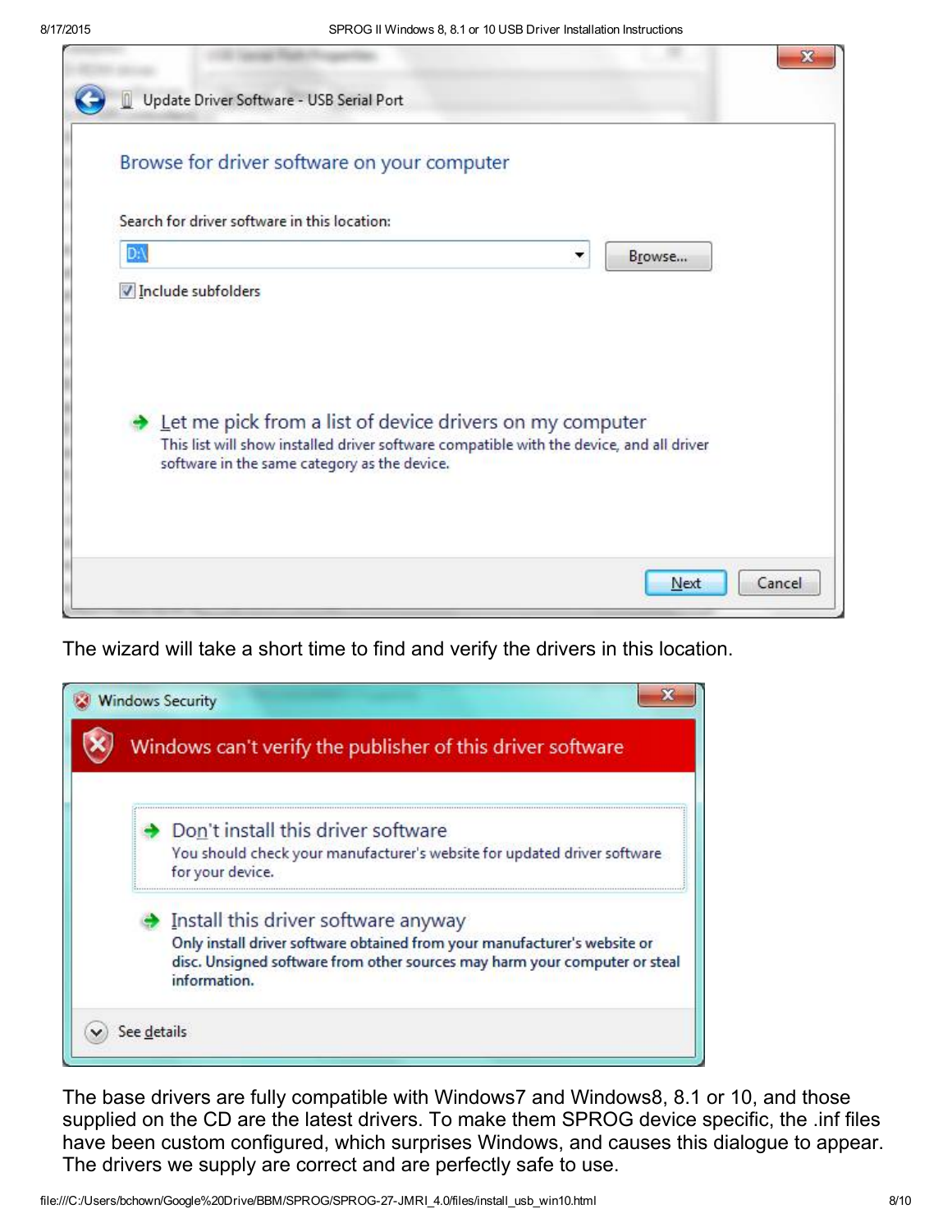The wizard will take a short time to find and verify the drivers in this location.

The base drivers are fully compatible with Windows7 and Windows8, 8.1 or 10, and those supplied on the CD are the latest drivers. To make them SPROG device specific, the .inf files have been custom configured, which surprises Windows, and causes this dialogue to appear. The drivers we supply are correct and are perfectly safe to use.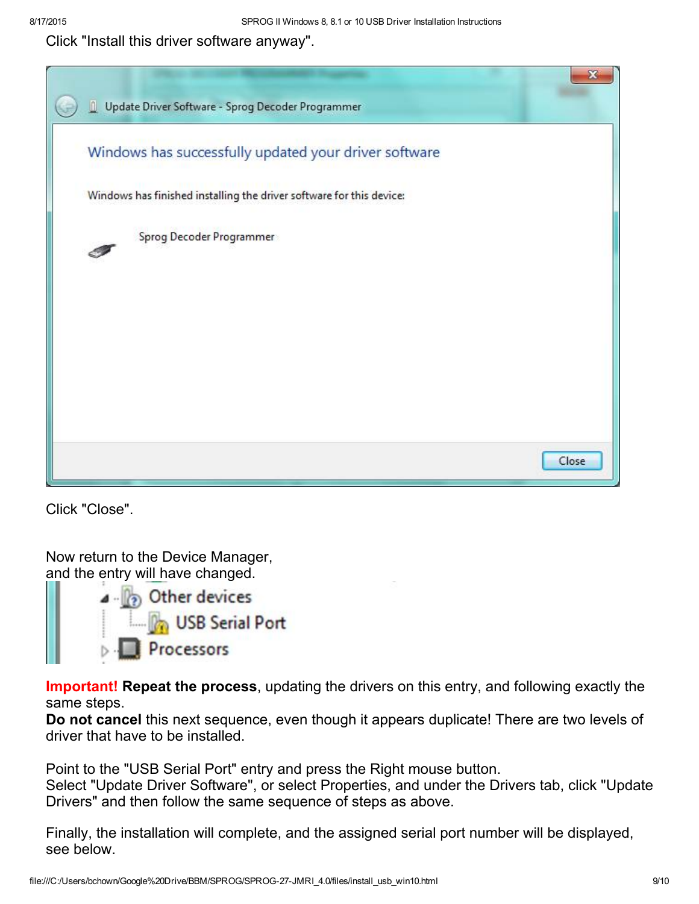Click "Install this driver software anyway".

Click "Close".

Now return to the Device Manager,
and the entry will have changed.

**Important!** **Repeat the process**, updating the drivers on this entry, and following exactly the same steps.
**Do not cancel** this next sequence, even though it appears duplicate! There are two levels of driver that have to be installed.

Point to the "USB Serial Port" entry and press the Right mouse button.
Select "Update Driver Software", or select Properties, and under the Drivers tab, click "Update Drivers" and then follow the same sequence of steps as above.

Finally, the installation will complete, and the assigned serial port number will be displayed, see below.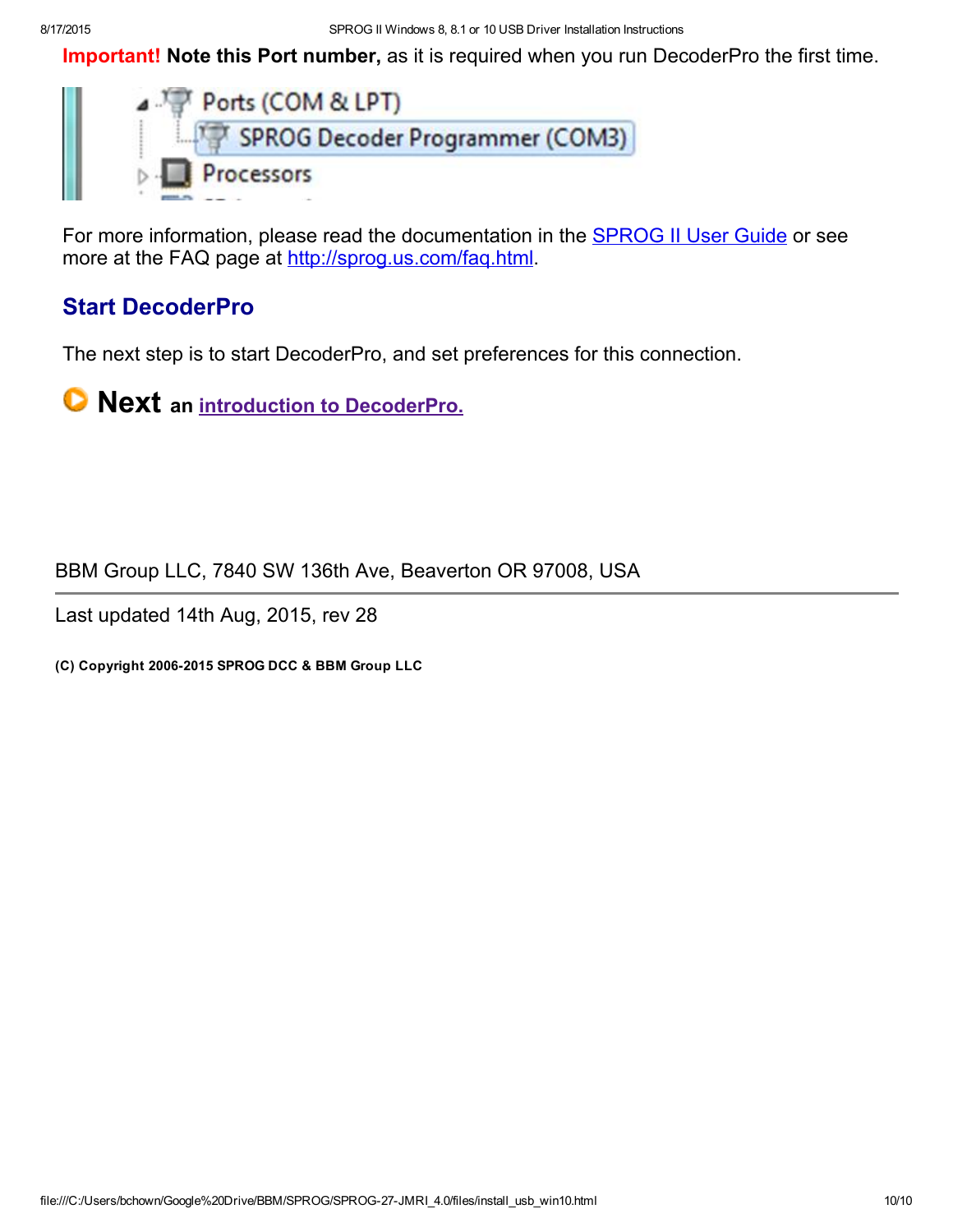**Important! Note this Port number,** as it is required when you run DecoderPro the first time.

For more information, please read the documentation in the SPROG II User Guide or see more at the FAQ page at http://sprog.us.com/faq.html.

## Start DecoderPro

The next step is to start DecoderPro, and set preferences for this connection.

**Next an introduction to DecoderPro.**

BBM Group LLC, 7840 SW 136th Ave, Beaverton OR 97008, USA

---

Last updated 14th Aug, 2015, rev 28

**(C) Copyright 2006-2015 SPROG DCC & BBM Group LLC**